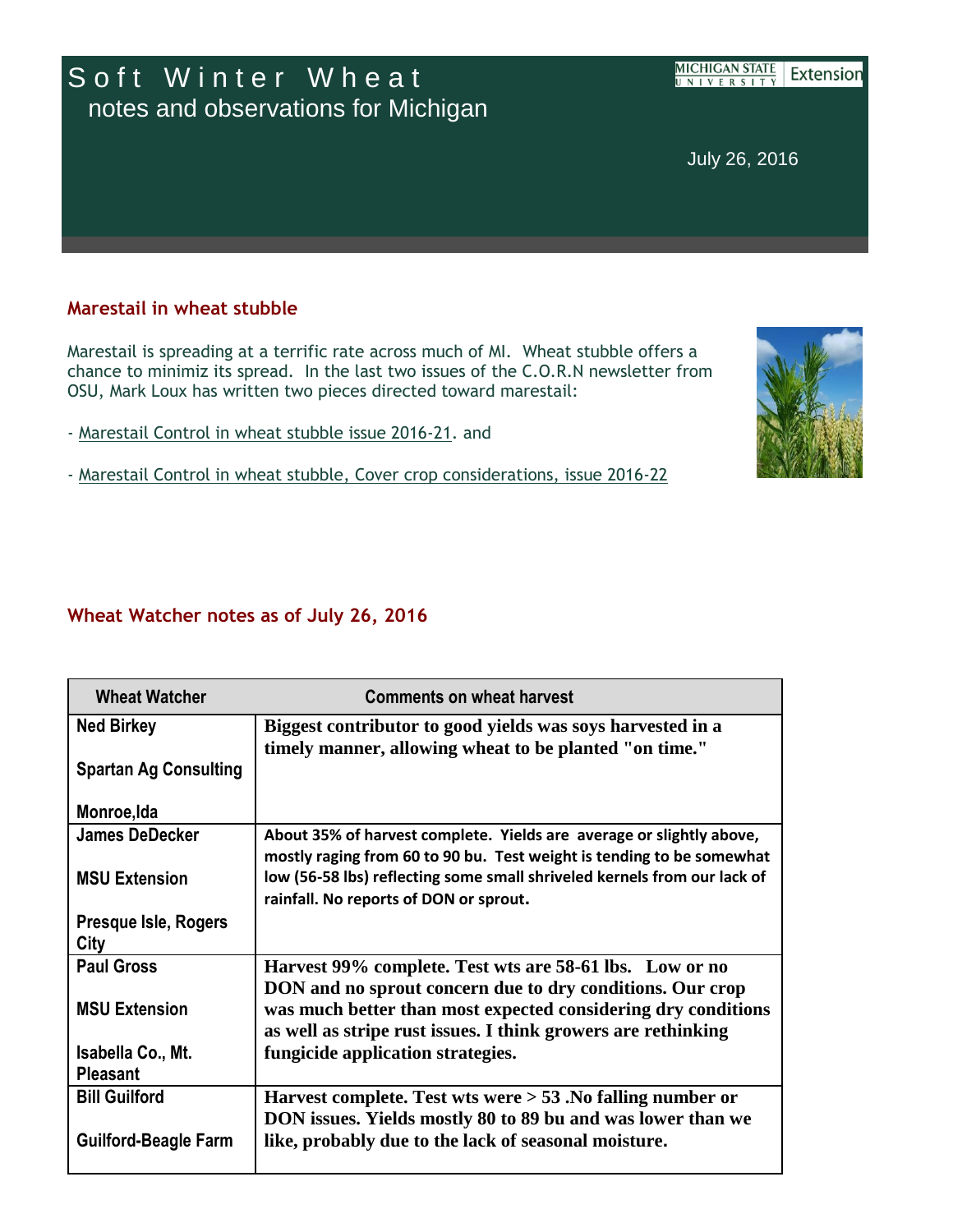# Soft Winter Wheat

notes and observations for Michigan

Michigan State University Extension

July 26, 2016

## Marestail in wheat stubble

Marestail is spreading at a terrific rate across much of MI. Wheat stubble offers a chance to minimiz its spread. In the last two issues of the C.O.R.N newsletter from OSU, Mark Loux has written two pieces directed toward marestail:

- Marestail Control in wheat stubble issue 2016-21. and

- Marestail Control in wheat stubble, Cover crop considerations, issue 2016-22

## Wheat Watcher notes as of July 26, 2016

| Wheat Watcher | Comments on wheat harvest |
|---|---|
| Ned Birkey<br><br>Spartan Ag Consulting<br><br>Monroe,Ida | **Biggest contributor to good yields was soys harvested in a timely manner, allowing wheat to be planted "on time."** |
| James DeDecker<br><br>MSU Extension<br><br>Presque Isle, Rogers City | **About 35% of harvest complete. Yields are average or slightly above, mostly raging from 60 to 90 bu. Test weight is tending to be somewhat low (56-58 lbs) reflecting some small shriveled kernels from our lack of rainfall. No reports of DON or sprout.** |
| Paul Gross<br><br>MSU Extension<br><br>Isabella Co., Mt. Pleasant | **Harvest 99% complete. Test wts are 58-61 lbs. Low or no DON and no sprout concern due to dry conditions. Our crop was much better than most expected considering dry conditions as well as stripe rust issues. I think growers are rethinking fungicide application strategies.** |
| Bill Guilford<br><br>Guilford-Beagle Farm | **Harvest complete. Test wts were > 53 .No falling number or DON issues. Yields mostly 80 to 89 bu and was lower than we like, probably due to the lack of seasonal moisture.** |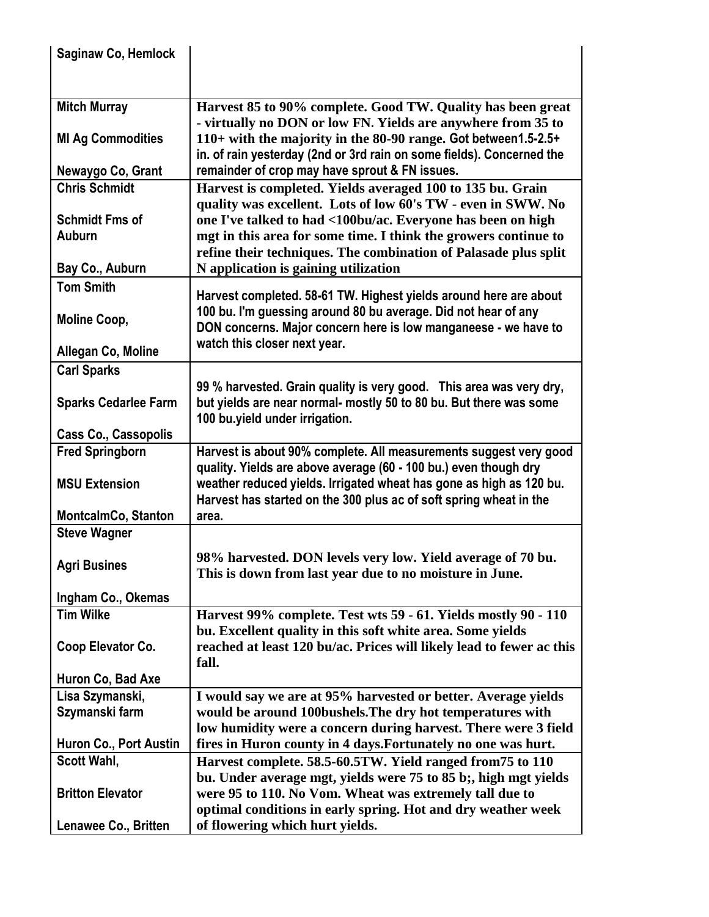| | |
|---|---|
| Saginaw Co, Hemlock | |
| Mitch Murray<br><br>MI Ag Commodities<br><br>Newaygo Co, Grant | Harvest 85 to 90% complete. Good TW. Quality has been great - virtually no DON or low FN. Yields are anywhere from 35 to 110+ with the majority in the 80-90 range. Got between1.5-2.5+ in. of rain yesterday (2nd or 3rd rain on some fields). Concerned the remainder of crop may have sprout & FN issues. |
| Chris Schmidt<br><br>Schmidt Fms of Auburn<br><br>Bay Co., Auburn | Harvest is completed. Yields averaged 100 to 135 bu. Grain quality was excellent. Lots of low 60's TW - even in SWW. No one I've talked to had <100bu/ac. Everyone has been on high mgt in this area for some time. I think the growers continue to refine their techniques. The combination of Palasade plus split N application is gaining utilization |
| Tom Smith<br><br>Moline Coop,<br><br>Allegan Co, Moline | Harvest completed. 58-61 TW. Highest yields around here are about 100 bu. I'm guessing around 80 bu average. Did not hear of any DON concerns. Major concern here is low manganeese - we have to watch this closer next year. |
| Carl Sparks<br><br>Sparks Cedarlee Farm<br><br>Cass Co., Cassopolis | 99 % harvested. Grain quality is very good. This area was very dry, but yields are near normal- mostly 50 to 80 bu. But there was some 100 bu.yield under irrigation. |
| Fred Springborn<br><br>MSU Extension<br><br>MontcalmCo, Stanton | Harvest is about 90% complete. All measurements suggest very good quality. Yields are above average (60 - 100 bu.) even though dry weather reduced yields. Irrigated wheat has gone as high as 120 bu. Harvest has started on the 300 plus ac of soft spring wheat in the area. |
| Steve Wagner<br><br>Agri Busines<br><br>Ingham Co., Okemas | 98% harvested. DON levels very low. Yield average of 70 bu. This is down from last year due to no moisture in June. |
| Tim Wilke<br><br>Coop Elevator Co.<br><br>Huron Co, Bad Axe | Harvest 99% complete. Test wts 59 - 61. Yields mostly 90 - 110 bu. Excellent quality in this soft white area. Some yields reached at least 120 bu/ac. Prices will likely lead to fewer ac this fall. |
| Lisa Szymanski, Szymanski farm<br><br>Huron Co., Port Austin | I would say we are at 95% harvested or better. Average yields would be around 100bushels.The dry hot temperatures with low humidity were a concern during harvest. There were 3 field fires in Huron county in 4 days.Fortunately no one was hurt. |
| Scott Wahl,<br><br>Britton Elevator<br><br>Lenawee Co., Britten | Harvest complete. 58.5-60.5TW. Yield ranged from75 to 110 bu. Under average mgt, yields were 75 to 85 b;, high mgt yields were 95 to 110. No Vom. Wheat was extremely tall due to optimal conditions in early spring. Hot and dry weather week of flowering which hurt yields. |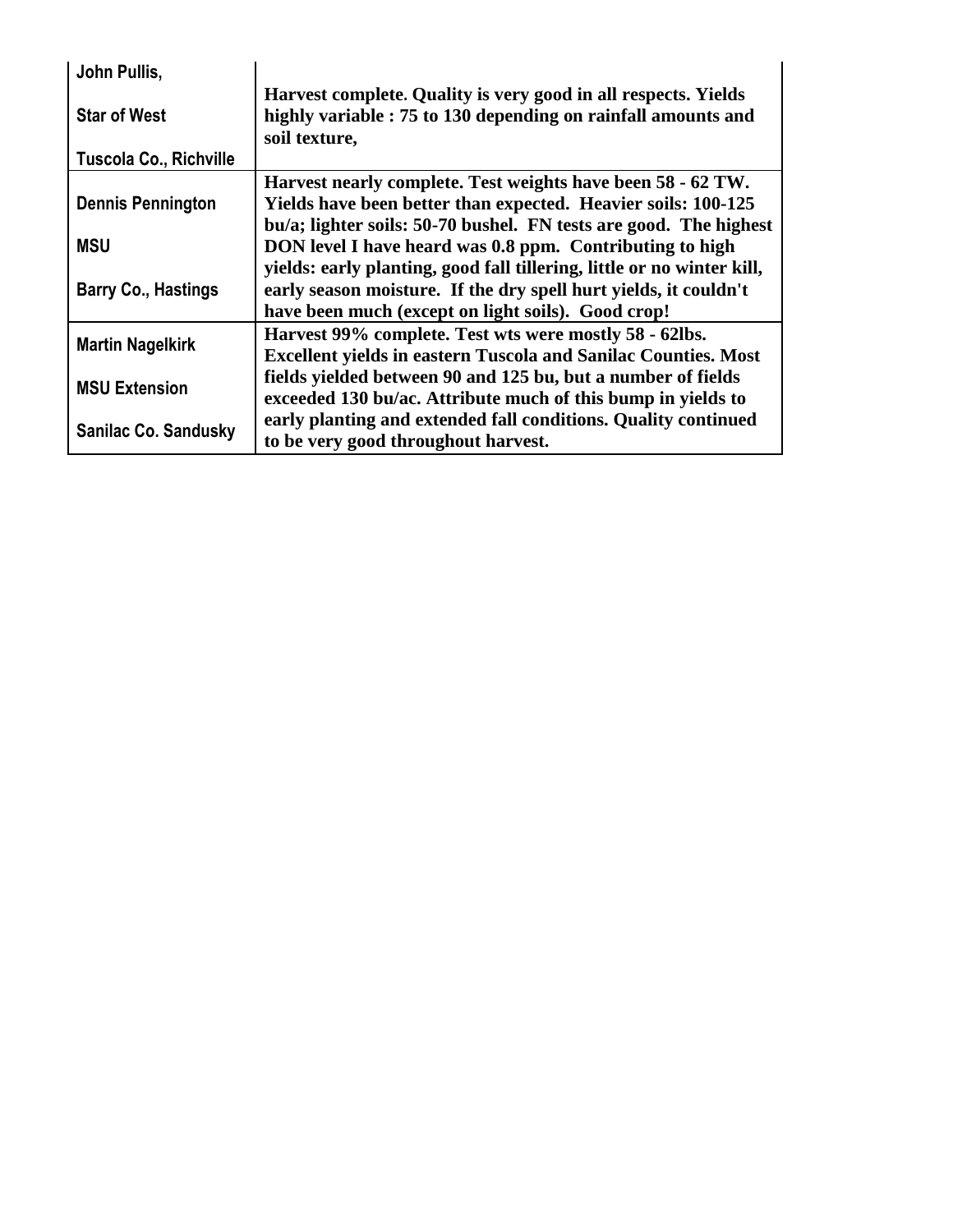| | |
|---|---|
| **John Pullis,**<br><br>**Star of West**<br><br>**Tuscola Co., Richville** | **Harvest complete. Quality is very good in all respects. Yields highly variable : 75 to 130 depending on rainfall amounts and soil texture,** |
| **Dennis Pennington**<br><br>**MSU**<br><br>**Barry Co., Hastings** | **Harvest nearly complete. Test weights have been 58 - 62 TW. Yields have been better than expected. Heavier soils: 100-125 bu/a; lighter soils: 50-70 bushel. FN tests are good. The highest DON level I have heard was 0.8 ppm. Contributing to high yields: early planting, good fall tillering, little or no winter kill, early season moisture. If the dry spell hurt yields, it couldn't have been much (except on light soils). Good crop!** |
| **Martin Nagelkirk**<br><br>**MSU Extension**<br><br>**Sanilac Co. Sandusky** | **Harvest 99% complete. Test wts were mostly 58 - 62lbs. Excellent yields in eastern Tuscola and Sanilac Counties. Most fields yielded between 90 and 125 bu, but a number of fields exceeded 130 bu/ac. Attribute much of this bump in yields to early planting and extended fall conditions. Quality continued to be very good throughout harvest.** |